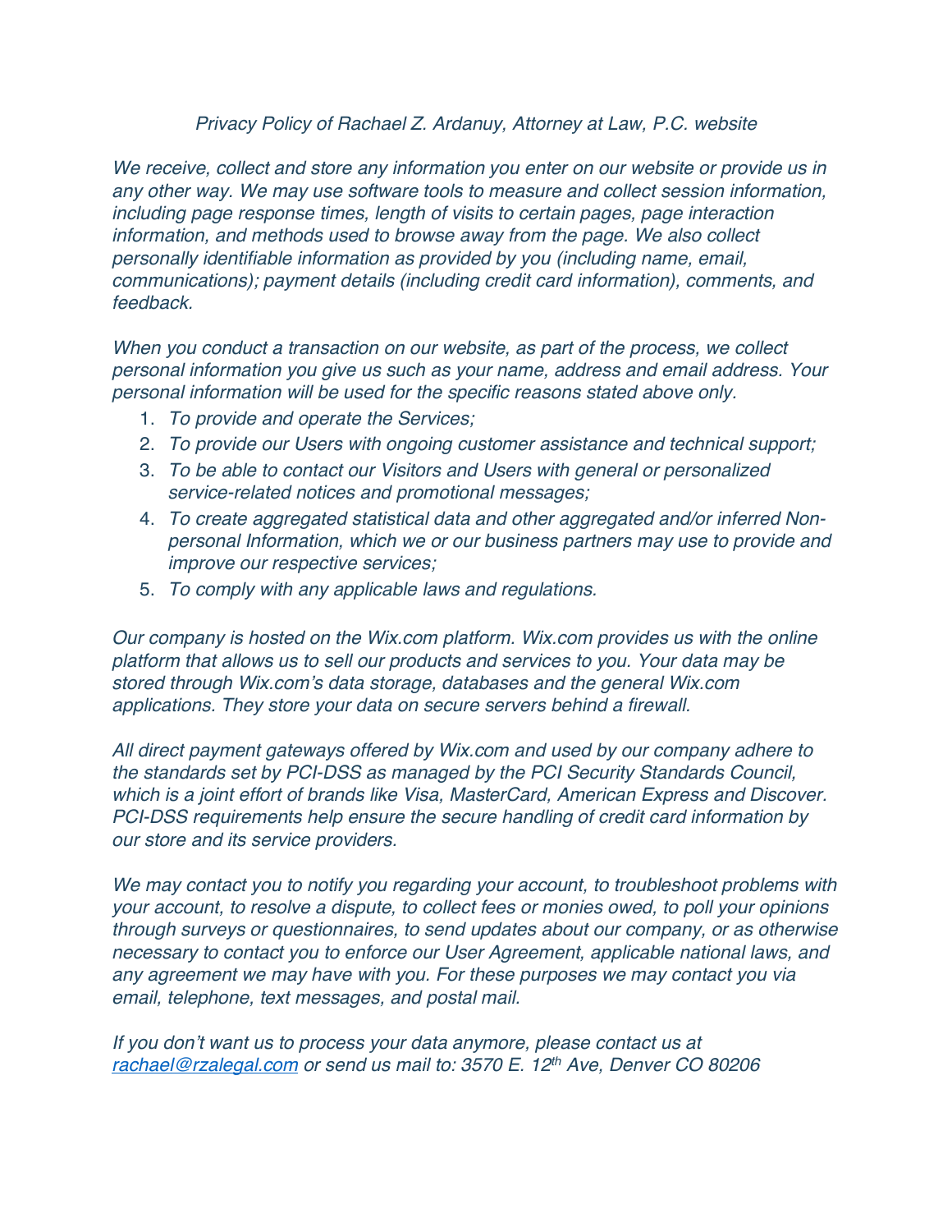*Privacy Policy of Rachael Z. Ardanuy, Attorney at Law, P.C. website*

*We receive, collect and store any information you enter on our website or provide us in any other way. We may use software tools to measure and collect session information, including page response times, length of visits to certain pages, page interaction information, and methods used to browse away from the page. We also collect personally identifiable information as provided by you (including name, email, communications); payment details (including credit card information), comments, and feedback.*

*When you conduct a transaction on our website, as part of the process, we collect personal information you give us such as your name, address and email address. Your personal information will be used for the specific reasons stated above only.*

1. *To provide and operate the Services;*
2. *To provide our Users with ongoing customer assistance and technical support;*
3. *To be able to contact our Visitors and Users with general or personalized service-related notices and promotional messages;*
4. *To create aggregated statistical data and other aggregated and/or inferred Non-personal Information, which we or our business partners may use to provide and improve our respective services;*
5. *To comply with any applicable laws and regulations.*

*Our company is hosted on the Wix.com platform. Wix.com provides us with the online platform that allows us to sell our products and services to you. Your data may be stored through Wix.com's data storage, databases and the general Wix.com applications. They store your data on secure servers behind a firewall.*

*All direct payment gateways offered by Wix.com and used by our company adhere to the standards set by PCI-DSS as managed by the PCI Security Standards Council, which is a joint effort of brands like Visa, MasterCard, American Express and Discover. PCI-DSS requirements help ensure the secure handling of credit card information by our store and its service providers.*

*We may contact you to notify you regarding your account, to troubleshoot problems with your account, to resolve a dispute, to collect fees or monies owed, to poll your opinions through surveys or questionnaires, to send updates about our company, or as otherwise necessary to contact you to enforce our User Agreement, applicable national laws, and any agreement we may have with you. For these purposes we may contact you via email, telephone, text messages, and postal mail.*

*If you don't want us to process your data anymore, please contact us at [rachael@rzalegal.com](mailto:rachael@rzalegal.com) or send us mail to: 3570 E. 12th Ave, Denver CO 80206*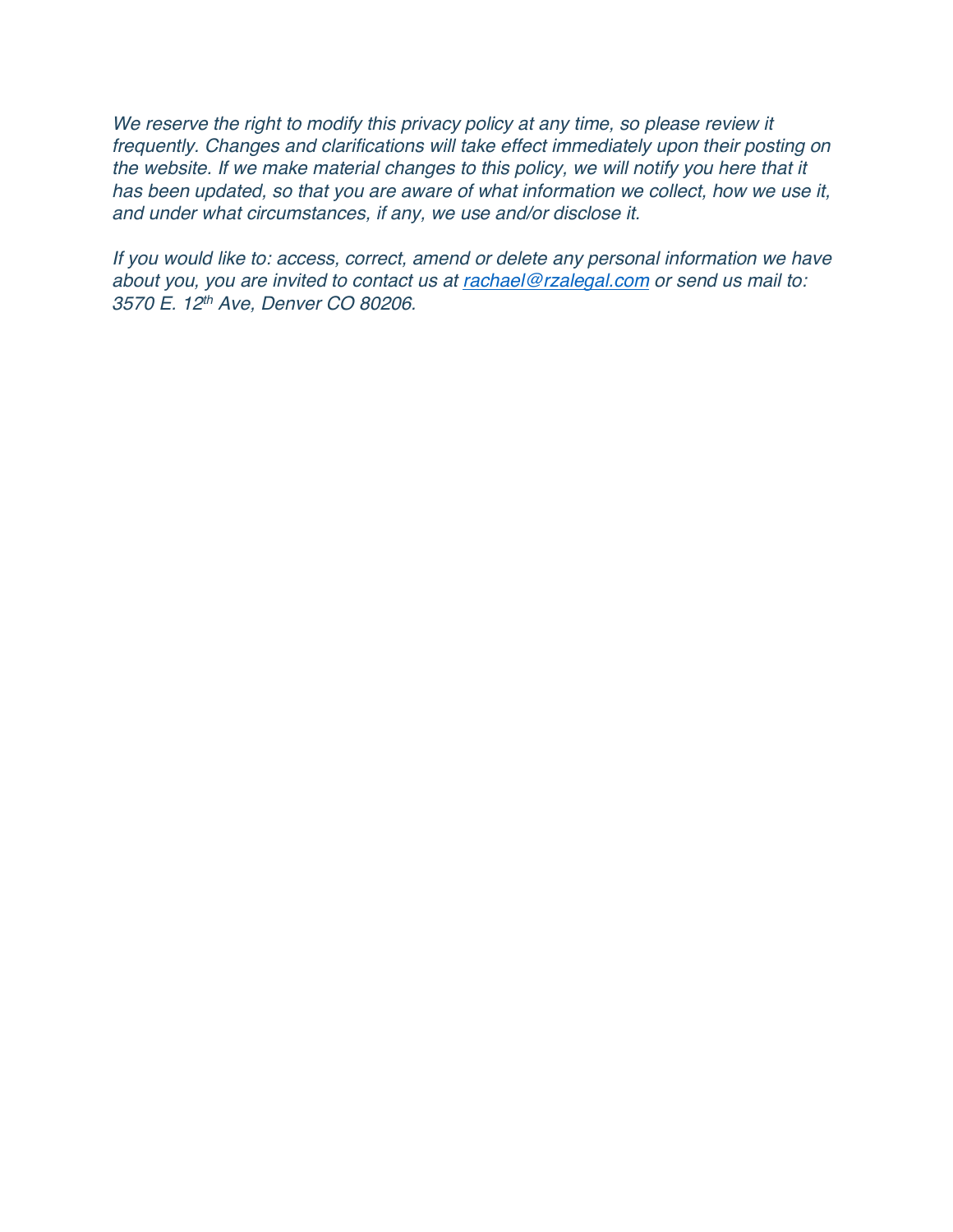*We reserve the right to modify this privacy policy at any time, so please review it frequently. Changes and clarifications will take effect immediately upon their posting on the website. If we make material changes to this policy, we will notify you here that it has been updated, so that you are aware of what information we collect, how we use it, and under what circumstances, if any, we use and/or disclose it.*

*If you would like to: access, correct, amend or delete any personal information we have about you, you are invited to contact us at rachael@rzalegal.com or send us mail to: 3570 E. 12th Ave, Denver CO 80206.*